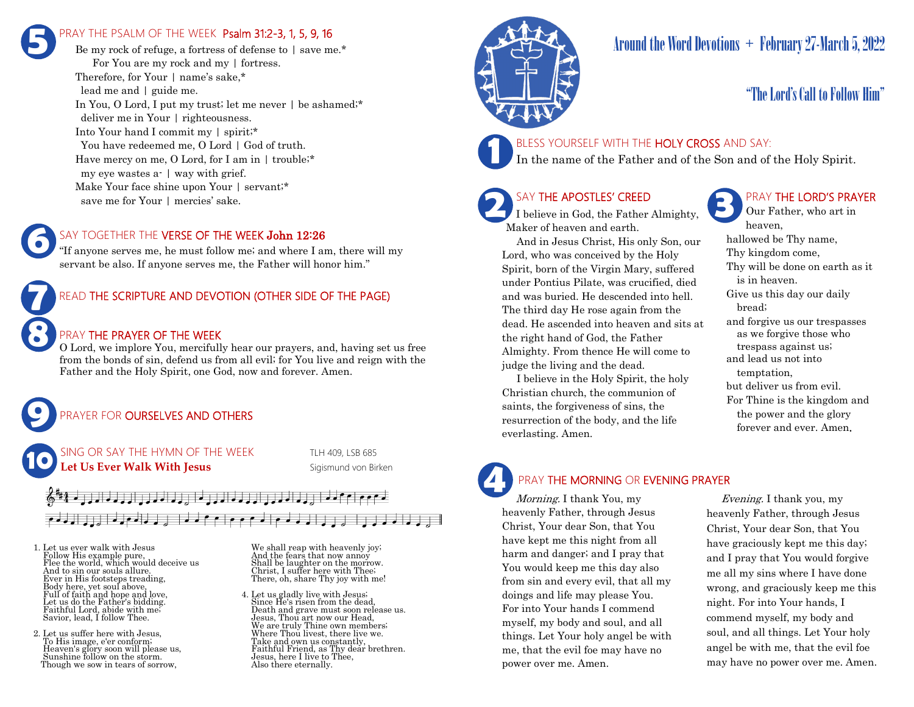# Around the Word Devotions + February 27-March 5, 2022

## "The Lord's Call to Follow Him"

**1** BLESS YOURSELF WITH THE HOLY CROSS AND SAY:

In the name of the Father and of the Son and of the Holy Spirit.

**2** SAY THE APOSTLES' CREED

I believe in God, the Father Almighty, Maker of heaven and earth.

And in Jesus Christ, His only Son, our Lord, who was conceived by the Holy Spirit, born of the Virgin Mary, suffered under Pontius Pilate, was crucified, died and was buried. He descended into hell. The third day He rose again from the dead. He ascended into heaven and sits at the right hand of God, the Father Almighty. From thence He will come to judge the living and the dead.

I believe in the Holy Spirit, the holy Christian church, the communion of saints, the forgiveness of sins, the resurrection of the body, and the life everlasting. Amen.

**3** PRAY THE LORD'S PRAYER

Our Father, who art in heaven,
hallowed be Thy name,
Thy kingdom come,
Thy will be done on earth as it is in heaven.
Give us this day our daily bread;
and forgive us our trespasses as we forgive those who trespass against us;
and lead us not into temptation,
but deliver us from evil.
For Thine is the kingdom and the power and the glory forever and ever. Amen.

**4** PRAY THE MORNING OR EVENING PRAYER

*Morning.* I thank You, my heavenly Father, through Jesus Christ, Your dear Son, that You have kept me this night from all harm and danger; and I pray that You would keep me this day also from sin and every evil, that all my doings and life may please You. For into Your hands I commend myself, my body and soul, and all things. Let Your holy angel be with me, that the evil foe may have no power over me. Amen.

*Evening.* I thank you, my heavenly Father, through Jesus Christ, Your dear Son, that You have graciously kept me this day; and I pray that You would forgive me all my sins where I have done wrong, and graciously keep me this night. For into Your hands, I commend myself, my body and soul, and all things. Let Your holy angel be with me, that the evil foe may have no power over me. Amen.

**5** PRAY THE PSALM OF THE WEEK Psalm 31:2-3, 1, 5, 9, 16

Be my rock of refuge, a fortress of defense to | save me.*
For You are my rock and my | fortress.
Therefore, for Your | name's sake,*
lead me and | guide me.
In You, O Lord, I put my trust; let me never | be ashamed;*
deliver me in Your | righteousness.
Into Your hand I commit my | spirit;*
You have redeemed me, O Lord | God of truth.
Have mercy on me, O Lord, for I am in | trouble;*
my eye wastes a- | way with grief.
Make Your face shine upon Your | servant;*
save me for Your | mercies' sake.

**6** SAY TOGETHER THE VERSE OF THE WEEK **John 12:26**

"If anyone serves me, he must follow me; and where I am, there will my servant be also. If anyone serves me, the Father will honor him."

**7** READ THE SCRIPTURE AND DEVOTION (OTHER SIDE OF THE PAGE)

**8** PRAY THE PRAYER OF THE WEEK

O Lord, we implore You, mercifully hear our prayers, and, having set us free from the bonds of sin, defend us from all evil; for You live and reign with the Father and the Holy Spirit, one God, now and forever. Amen.

**9** PRAYER FOR OURSELVES AND OTHERS

**10** SING OR SAY THE HYMN OF THE WEEK — TLH 409, LSB 685

**Let Us Ever Walk With Jesus** — Sigismund von Birken

1. Let us ever walk with Jesus
Follow His example pure,
Flee the world, which would deceive us
And to sin our souls allure.
Ever in His footsteps treading,
Body here, yet soul above,
Full of faith and hope and love,
Let us do the Father's bidding.
Faithful Lord, abide with me;
Savior, lead, I follow Thee.

2. Let us suffer here with Jesus,
To His image, e'er conform;
Heaven's glory soon will please us,
Sunshine follow on the storm.
Though we sow in tears of sorrow,
We shall reap with heavenly joy;
And the fears that now annoy
Shall be laughter on the morrow.
Christ, I suffer here with Thee;
There, oh, share Thy joy with me!

4. Let us gladly live with Jesus;
Since He's risen from the dead,
Death and grave must soon release us.
Jesus, Thou art now our Head,
We are truly Thine own members;
Where Thou livest, there live we.
Take and own us constantly,
Faithful Friend, as Thy dear brethren.
Jesus, here I live to Thee,
Also there eternally.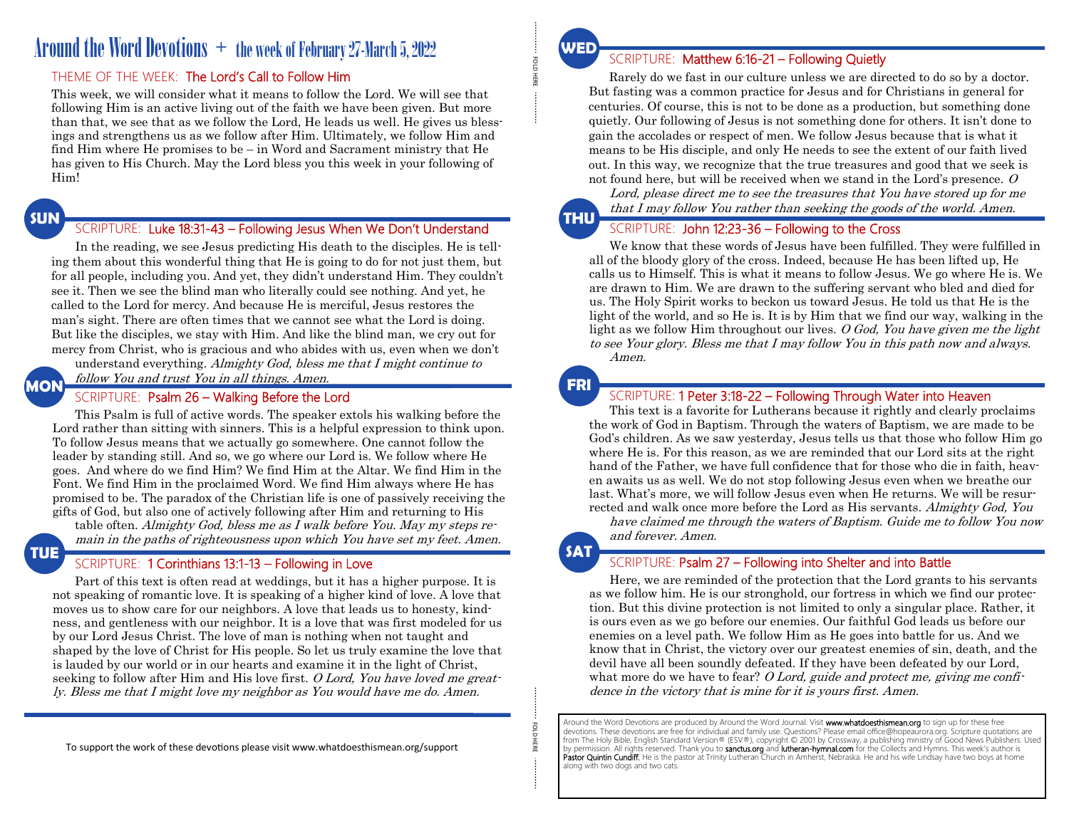# Around the Word Devotions + the week of February 27-March 5, 2022

## THEME OF THE WEEK: The Lord's Call to Follow Him

This week, we will consider what it means to follow the Lord. We will see that following Him is an active living out of the faith we have been given. But more than that, we see that as we follow the Lord, He leads us well. He gives us blessings and strengthens us as we follow after Him. Ultimately, we follow Him and find Him where He promises to be – in Word and Sacrament ministry that He has given to His Church. May the Lord bless you this week in your following of Him!

## SUN

### SCRIPTURE: Luke 18:31-43 – Following Jesus When We Don't Understand

In the reading, we see Jesus predicting His death to the disciples. He is telling them about this wonderful thing that He is going to do for not just them, but for all people, including you. And yet, they didn't understand Him. They couldn't see it. Then we see the blind man who literally could see nothing. And yet, he called to the Lord for mercy. And because He is merciful, Jesus restores the man's sight. There are often times that we cannot see what the Lord is doing. But like the disciples, we stay with Him. And like the blind man, we cry out for mercy from Christ, who is gracious and who abides with us, even when we don't understand everything. *Almighty God, bless me that I might continue to follow You and trust You in all things. Amen.*

## MON

### SCRIPTURE: Psalm 26 – Walking Before the Lord

This Psalm is full of active words. The speaker extols his walking before the Lord rather than sitting with sinners. This is a helpful expression to think upon. To follow Jesus means that we actually go somewhere. One cannot follow the leader by standing still. And so, we go where our Lord is. We follow where He goes. And where do we find Him? We find Him at the Altar. We find Him in the Font. We find Him in the proclaimed Word. We find Him always where He has promised to be. The paradox of the Christian life is one of passively receiving the gifts of God, but also one of actively following after Him and returning to His table often. *Almighty God, bless me as I walk before You. May my steps remain in the paths of righteousness upon which You have set my feet. Amen.*

## TUE

### SCRIPTURE: 1 Corinthians 13:1-13 – Following in Love

Part of this text is often read at weddings, but it has a higher purpose. It is not speaking of romantic love. It is speaking of a higher kind of love. A love that moves us to show care for our neighbors. A love that leads us to honesty, kindness, and gentleness with our neighbor. It is a love that was first modeled for us by our Lord Jesus Christ. The love of man is nothing when not taught and shaped by the love of Christ for His people. So let us truly examine the love that is lauded by our world or in our hearts and examine it in the light of Christ, seeking to follow after Him and His love first. *O Lord, You have loved me greatly. Bless me that I might love my neighbor as You would have me do. Amen.*

To support the work of these devotions please visit www.whatdoesthismean.org/support

## WED

### SCRIPTURE: Matthew 6:16-21 – Following Quietly

Rarely do we fast in our culture unless we are directed to do so by a doctor. But fasting was a common practice for Jesus and for Christians in general for centuries. Of course, this is not to be done as a production, but something done quietly. Our following of Jesus is not something done for others. It isn't done to gain the accolades or respect of men. We follow Jesus because that is what it means to be His disciple, and only He needs to see the extent of our faith lived out. In this way, we recognize that the true treasures and good that we seek is not found here, but will be received when we stand in the Lord's presence. *O Lord, please direct me to see the treasures that You have stored up for me that I may follow You rather than seeking the goods of the world. Amen.*

## THU

### SCRIPTURE: John 12:23-36 – Following to the Cross

We know that these words of Jesus have been fulfilled. They were fulfilled in all of the bloody glory of the cross. Indeed, because He has been lifted up, He calls us to Himself. This is what it means to follow Jesus. We go where He is. We are drawn to Him. We are drawn to the suffering servant who bled and died for us. The Holy Spirit works to beckon us toward Jesus. He told us that He is the light of the world, and so He is. It is by Him that we find our way, walking in the light as we follow Him throughout our lives. *O God, You have given me the light to see Your glory. Bless me that I may follow You in this path now and always. Amen.*

## FRI

### SCRIPTURE: 1 Peter 3:18-22 – Following Through Water into Heaven

This text is a favorite for Lutherans because it rightly and clearly proclaims the work of God in Baptism. Through the waters of Baptism, we are made to be God's children. As we saw yesterday, Jesus tells us that those who follow Him go where He is. For this reason, as we are reminded that our Lord sits at the right hand of the Father, we have full confidence that for those who die in faith, heaven awaits us as well. We do not stop following Jesus even when we breathe our last. What's more, we will follow Jesus even when He returns. We will be resurrected and walk once more before the Lord as His servants. *Almighty God, You have claimed me through the waters of Baptism. Guide me to follow You now and forever. Amen.*

## SAT

### SCRIPTURE: Psalm 27 – Following into Shelter and into Battle

Here, we are reminded of the protection that the Lord grants to his servants as we follow him. He is our stronghold, our fortress in which we find our protection. But this divine protection is not limited to only a singular place. Rather, it is ours even as we go before our enemies. Our faithful God leads us before our enemies on a level path. We follow Him as He goes into battle for us. And we know that in Christ, the victory over our greatest enemies of sin, death, and the devil have all been soundly defeated. If they have been defeated by our Lord, what more do we have to fear? *O Lord, guide and protect me, giving me confidence in the victory that is mine for it is yours first. Amen.*

Around the Word Devotions are produced by Around the Word Journal. Visit **www.whatdoesthismean.org** to sign up for these free devotions. These devotions are free for individual and family use. Questions? Please email office@hopeaurora.org. Scripture quotations are from The Holy Bible, English Standard Version® (ESV®), copyright © 2001 by Crossway, a publishing ministry of Good News Publishers. Used by permission. All rights reserved. Thank you to **sanctus.org** and **lutheran-hymnal.com** for the Collects and Hymns. This week's author is **Pastor Quintin Cundiff.** He is the pastor at Trinity Lutheran Church in Amherst, Nebraska. He and his wife Lindsay have two boys at home along with two dogs and two cats.